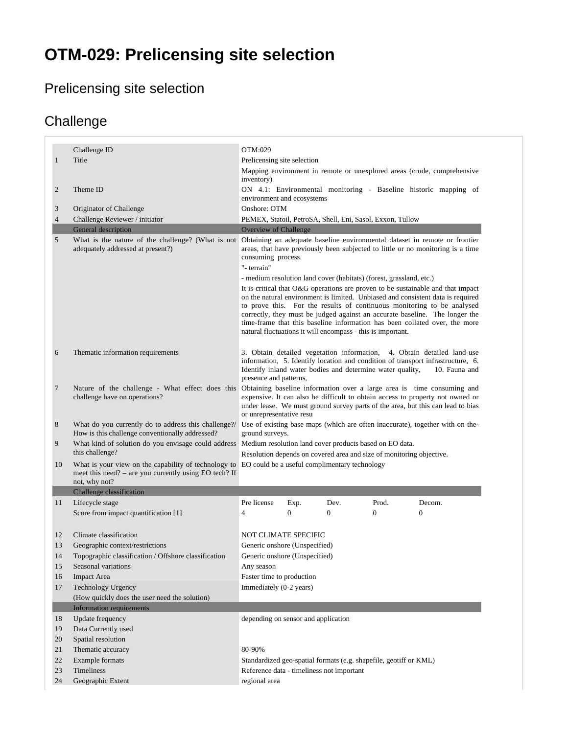# OTM-029: Prelicensing site selection

## Prelicensing site selection

## Challenge

| | | |
|---|---|---|
| | Challenge ID | OTM:029 |
| 1 | Title | Prelicensing site selection<br>Mapping environment in remote or unexplored areas (crude, comprehensive inventory) |
| 2 | Theme ID | ON 4.1: Environmental monitoring - Baseline historic mapping of environment and ecosystems |
| 3 | Originator of Challenge | Onshore: OTM |
| 4 | Challenge Reviewer / initiator | PEMEX, Statoil, PetroSA, Shell, Eni, Sasol, Exxon, Tullow |
| | **General description** | **Overview of Challenge** |
| 5 | What is the nature of the challenge? (What is not adequately addressed at present?) | Obtaining an adequate baseline environmental dataset in remote or frontier areas, that have previously been subjected to little or no monitoring is a time consuming process.<br>"- terrain"<br>- medium resolution land cover (habitats) (forest, grassland, etc.)<br>It is critical that O&G operations are proven to be sustainable and that impact on the natural environment is limited. Unbiased and consistent data is required to prove this. For the results of continuous monitoring to be analysed correctly, they must be judged against an accurate baseline. The longer the time-frame that this baseline information has been collated over, the more natural fluctuations it will encompass - this is important. |
| 6 | Thematic information requirements | 3. Obtain detailed vegetation information, 4. Obtain detailed land-use information, 5. Identify location and condition of transport infrastructure, 6. Identify inland water bodies and determine water quality, 10. Fauna and presence and patterns, |
| 7 | Nature of the challenge - What effect does this challenge have on operations? | Obtaining baseline information over a large area is time consuming and expensive. It can also be difficult to obtain access to property not owned or under lease. We must ground survey parts of the area, but this can lead to bias or unrepresentative resu |
| 8 | What do you currently do to address this challenge?/ How is this challenge conventionally addressed? | Use of existing base maps (which are often inaccurate), together with on-the-ground surveys. |
| 9 | What kind of solution do you envisage could address this challenge? | Medium resolution land cover products based on EO data.<br>Resolution depends on covered area and size of monitoring objective. |
| 10 | What is your view on the capability of technology to meet this need? – are you currently using EO tech? If not, why not? | EO could be a useful complimentary technology |
| | **Challenge classification** | |
| 11 | Lifecycle stage<br>Score from impact quantification [1] | Pre license: 4 · Exp.: 0 · Dev.: 0 · Prod.: 0 · Decom.: 0 |
| 12 | Climate classification | NOT CLIMATE SPECIFIC |
| 13 | Geographic context/restrictions | Generic onshore (Unspecified) |
| 14 | Topographic classification / Offshore classification | Generic onshore (Unspecified) |
| 15 | Seasonal variations | Any season |
| 16 | Impact Area | Faster time to production |
| 17 | Technology Urgency<br>(How quickly does the user need the solution) | Immediately (0-2 years) |
| | **Information requirements** | |
| 18 | Update frequency | depending on sensor and application |
| 19 | Data Currently used | |
| 20 | Spatial resolution | |
| 21 | Thematic accuracy | 80-90% |
| 22 | Example formats | Standardized geo-spatial formats (e.g. shapefile, geotiff or KML) |
| 23 | Timeliness | Reference data - timeliness not important |
| 24 | Geographic Extent | regional area |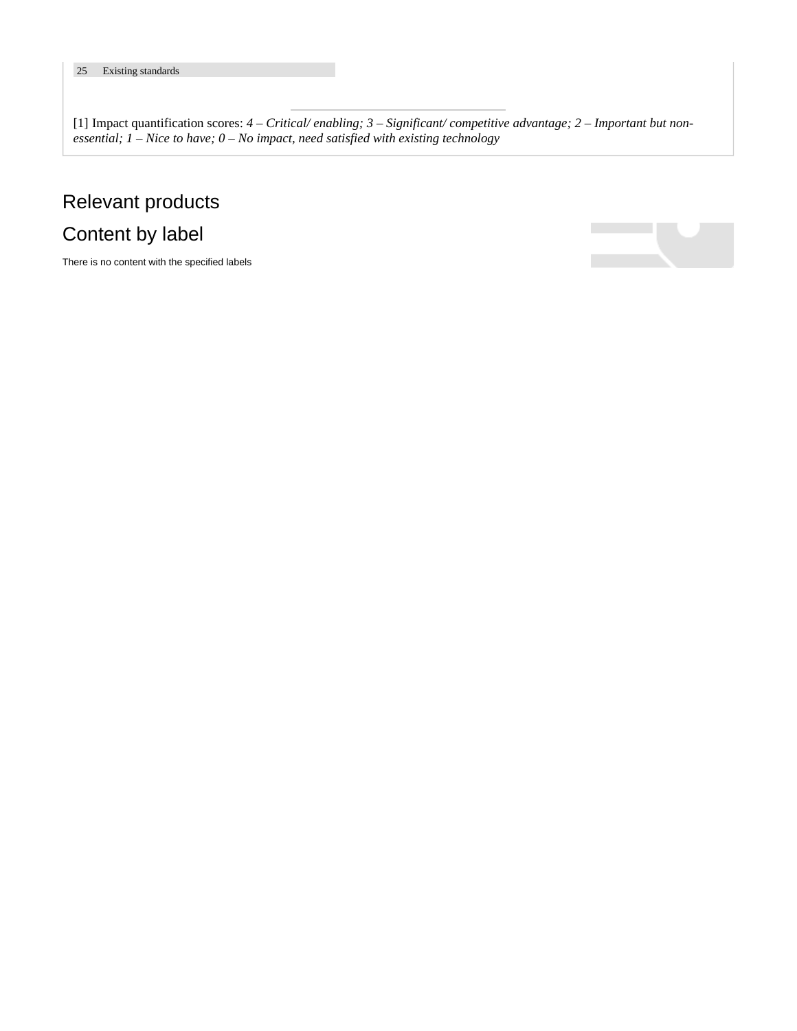| | |
|---|---|
| 25 | Existing standards |

---

[1] Impact quantification scores: *4 – Critical/ enabling; 3 – Significant/ competitive advantage; 2 – Important but non-essential; 1 – Nice to have; 0 – No impact, need satisfied with existing technology*

## Relevant products

## Content by label

There is no content with the specified labels